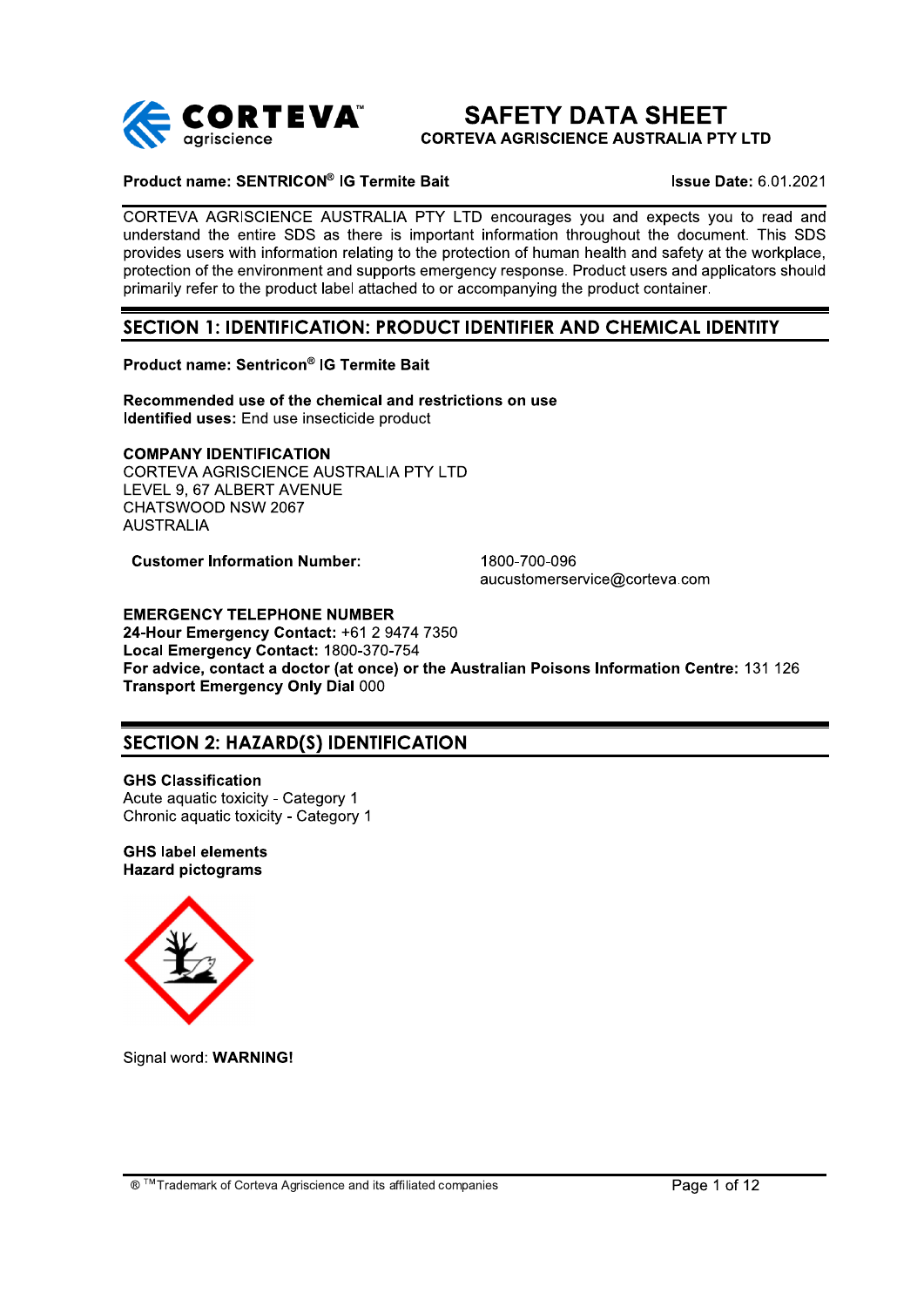# SAFETY DATA SHEET

**CORTEVA AGRISCIENCE AUSTRALIA PTY LTD**

**Product name: SENTRICON® IG Termite Bait** **Issue Date:** 6.01.2021

CORTEVA AGRISCIENCE AUSTRALIA PTY LTD encourages you and expects you to read and understand the entire SDS as there is important information throughout the document. This SDS provides users with information relating to the protection of human health and safety at the workplace, protection of the environment and supports emergency response. Product users and applicators should primarily refer to the product label attached to or accompanying the product container.

## SECTION 1: IDENTIFICATION: PRODUCT IDENTIFIER AND CHEMICAL IDENTITY

**Product name: Sentricon® IG Termite Bait**

**Recommended use of the chemical and restrictions on use**
**Identified uses:** End use insecticide product

**COMPANY IDENTIFICATION**
CORTEVA AGRISCIENCE AUSTRALIA PTY LTD
LEVEL 9, 67 ALBERT AVENUE
CHATSWOOD NSW 2067
AUSTRALIA

**Customer Information Number:** 1800-700-096
aucustomerservice@corteva.com

**EMERGENCY TELEPHONE NUMBER**
**24-Hour Emergency Contact:** +61 2 9474 7350
**Local Emergency Contact:** 1800-370-754
**For advice, contact a doctor (at once) or the Australian Poisons Information Centre:** 131 126
**Transport Emergency Only Dial** 000

## SECTION 2: HAZARD(S) IDENTIFICATION

**GHS Classification**
Acute aquatic toxicity - Category 1
Chronic aquatic toxicity - Category 1

**GHS label elements**
**Hazard pictograms**

Signal word: **WARNING!**

® ™Trademark of Corteva Agriscience and its affiliated companies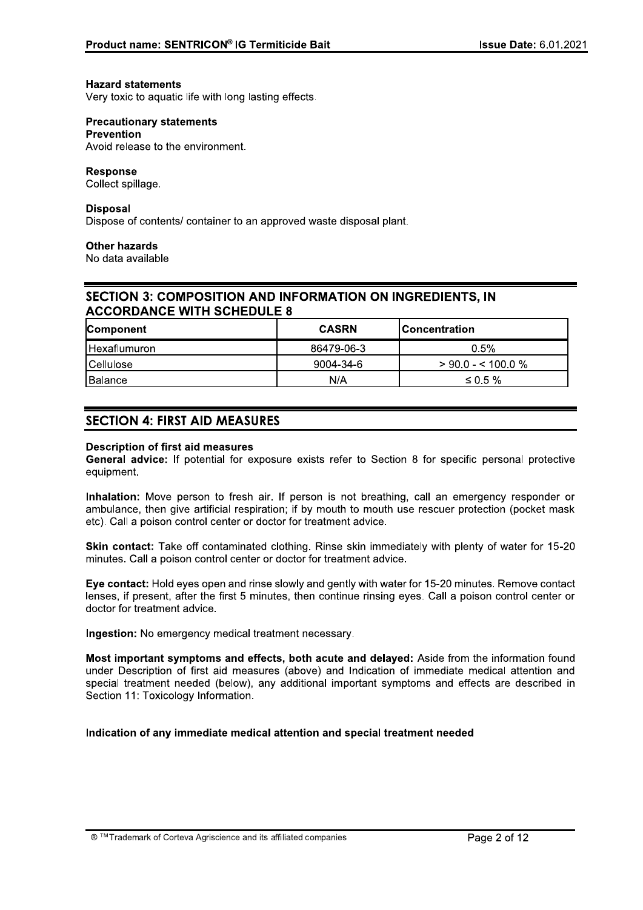**Hazard statements**
Very toxic to aquatic life with long lasting effects.

**Precautionary statements**
**Prevention**
Avoid release to the environment.

**Response**
Collect spillage.

**Disposal**
Dispose of contents/ container to an approved waste disposal plant.

**Other hazards**
No data available

## SECTION 3: COMPOSITION AND INFORMATION ON INGREDIENTS, IN ACCORDANCE WITH SCHEDULE 8

| Component | CASRN | Concentration |
|---|---|---|
| Hexaflumuron | 86479-06-3 | 0.5% |
| Cellulose | 9004-34-6 | > 90.0 - < 100.0 % |
| Balance | N/A | ≤ 0.5 % |

## SECTION 4: FIRST AID MEASURES

**Description of first aid measures**
**General advice:** If potential for exposure exists refer to Section 8 for specific personal protective equipment.

**Inhalation:** Move person to fresh air. If person is not breathing, call an emergency responder or ambulance, then give artificial respiration; if by mouth to mouth use rescuer protection (pocket mask etc). Call a poison control center or doctor for treatment advice.

**Skin contact:** Take off contaminated clothing. Rinse skin immediately with plenty of water for 15-20 minutes. Call a poison control center or doctor for treatment advice.

**Eye contact:** Hold eyes open and rinse slowly and gently with water for 15-20 minutes. Remove contact lenses, if present, after the first 5 minutes, then continue rinsing eyes. Call a poison control center or doctor for treatment advice.

**Ingestion:** No emergency medical treatment necessary.

**Most important symptoms and effects, both acute and delayed:** Aside from the information found under Description of first aid measures (above) and Indication of immediate medical attention and special treatment needed (below), any additional important symptoms and effects are described in Section 11: Toxicology Information.

**Indication of any immediate medical attention and special treatment needed**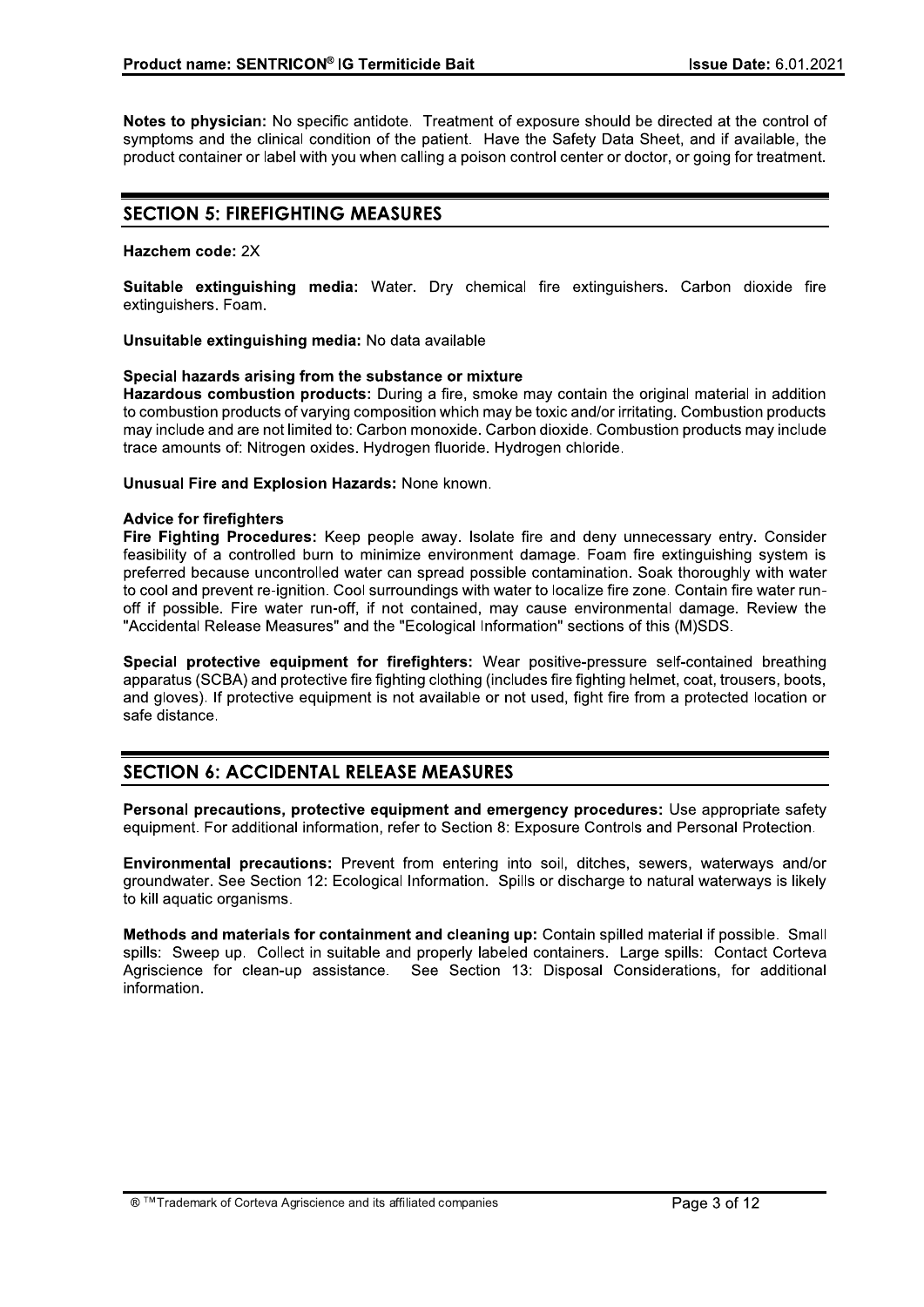**Notes to physician:** No specific antidote. Treatment of exposure should be directed at the control of symptoms and the clinical condition of the patient. Have the Safety Data Sheet, and if available, the product container or label with you when calling a poison control center or doctor, or going for treatment.

## SECTION 5: FIREFIGHTING MEASURES

**Hazchem code:** 2X

**Suitable extinguishing media:** Water. Dry chemical fire extinguishers. Carbon dioxide fire extinguishers. Foam.

**Unsuitable extinguishing media:** No data available

**Special hazards arising from the substance or mixture**

**Hazardous combustion products:** During a fire, smoke may contain the original material in addition to combustion products of varying composition which may be toxic and/or irritating. Combustion products may include and are not limited to: Carbon monoxide. Carbon dioxide. Combustion products may include trace amounts of: Nitrogen oxides. Hydrogen fluoride. Hydrogen chloride.

**Unusual Fire and Explosion Hazards:** None known.

**Advice for firefighters**

**Fire Fighting Procedures:** Keep people away. Isolate fire and deny unnecessary entry. Consider feasibility of a controlled burn to minimize environment damage. Foam fire extinguishing system is preferred because uncontrolled water can spread possible contamination. Soak thoroughly with water to cool and prevent re-ignition. Cool surroundings with water to localize fire zone. Contain fire water run-off if possible. Fire water run-off, if not contained, may cause environmental damage. Review the "Accidental Release Measures" and the "Ecological Information" sections of this (M)SDS.

**Special protective equipment for firefighters:** Wear positive-pressure self-contained breathing apparatus (SCBA) and protective fire fighting clothing (includes fire fighting helmet, coat, trousers, boots, and gloves). If protective equipment is not available or not used, fight fire from a protected location or safe distance.

## SECTION 6: ACCIDENTAL RELEASE MEASURES

**Personal precautions, protective equipment and emergency procedures:** Use appropriate safety equipment. For additional information, refer to Section 8: Exposure Controls and Personal Protection.

**Environmental precautions:** Prevent from entering into soil, ditches, sewers, waterways and/or groundwater. See Section 12: Ecological Information. Spills or discharge to natural waterways is likely to kill aquatic organisms.

**Methods and materials for containment and cleaning up:** Contain spilled material if possible. Small spills: Sweep up. Collect in suitable and properly labeled containers. Large spills: Contact Corteva Agriscience for clean-up assistance. See Section 13: Disposal Considerations, for additional information.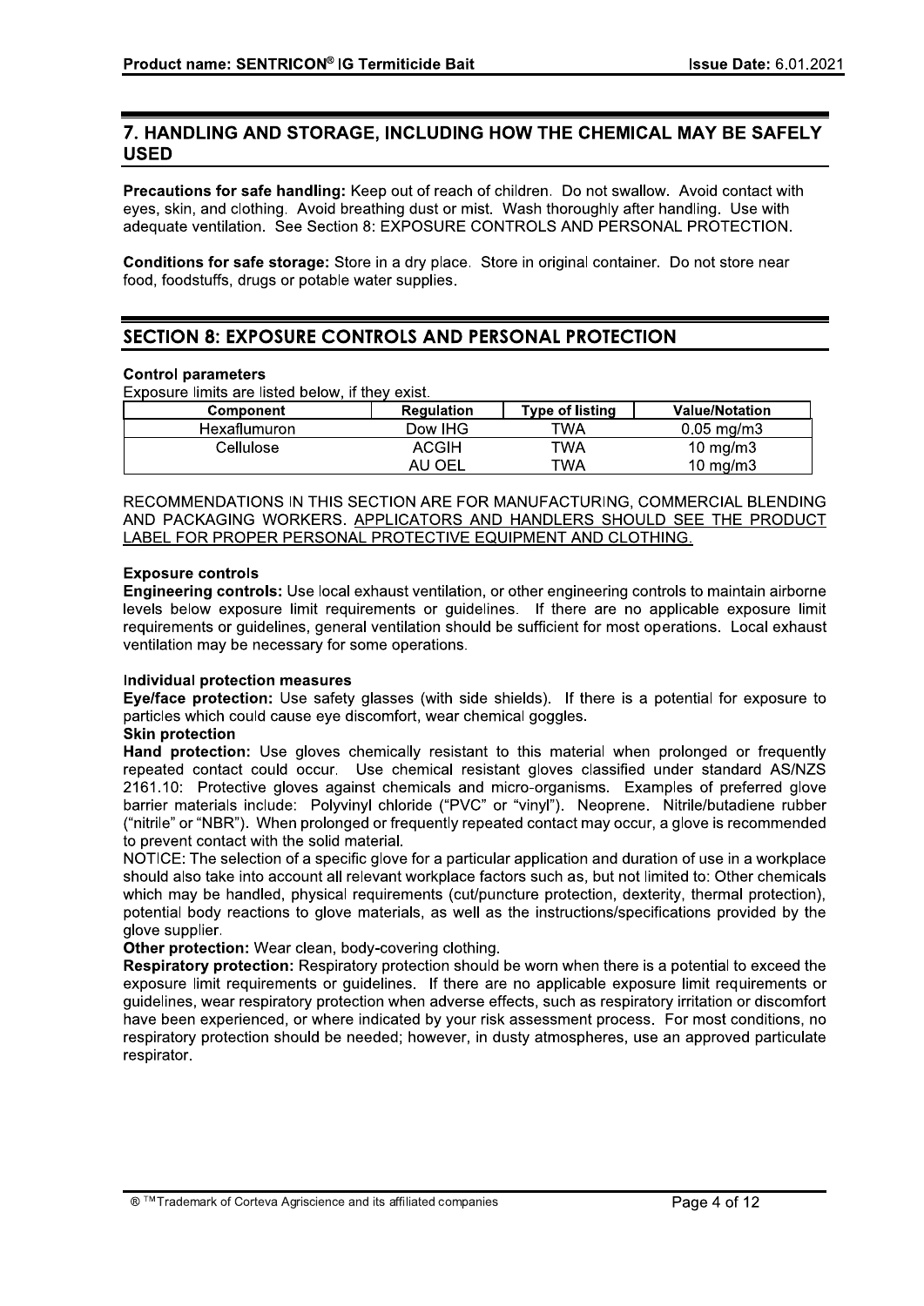## 7. HANDLING AND STORAGE, INCLUDING HOW THE CHEMICAL MAY BE SAFELY USED

**Precautions for safe handling:** Keep out of reach of children. Do not swallow. Avoid contact with eyes, skin, and clothing. Avoid breathing dust or mist. Wash thoroughly after handling. Use with adequate ventilation. See Section 8: EXPOSURE CONTROLS AND PERSONAL PROTECTION.

**Conditions for safe storage:** Store in a dry place. Store in original container. Do not store near food, foodstuffs, drugs or potable water supplies.

## SECTION 8: EXPOSURE CONTROLS AND PERSONAL PROTECTION

**Control parameters**

Exposure limits are listed below, if they exist.

| Component | Regulation | Type of listing | Value/Notation |
|---|---|---|---|
| Hexaflumuron | Dow IHG | TWA | 0.05 mg/m3 |
| Cellulose | ACGIH | TWA | 10 mg/m3 |
| | AU OEL | TWA | 10 mg/m3 |

RECOMMENDATIONS IN THIS SECTION ARE FOR MANUFACTURING, COMMERCIAL BLENDING AND PACKAGING WORKERS. APPLICATORS AND HANDLERS SHOULD SEE THE PRODUCT LABEL FOR PROPER PERSONAL PROTECTIVE EQUIPMENT AND CLOTHING.

**Exposure controls**

**Engineering controls:** Use local exhaust ventilation, or other engineering controls to maintain airborne levels below exposure limit requirements or guidelines. If there are no applicable exposure limit requirements or guidelines, general ventilation should be sufficient for most operations. Local exhaust ventilation may be necessary for some operations.

**Individual protection measures**

**Eye/face protection:** Use safety glasses (with side shields). If there is a potential for exposure to particles which could cause eye discomfort, wear chemical goggles.

**Skin protection**

**Hand protection:** Use gloves chemically resistant to this material when prolonged or frequently repeated contact could occur. Use chemical resistant gloves classified under standard AS/NZS 2161.10: Protective gloves against chemicals and micro-organisms. Examples of preferred glove barrier materials include: Polyvinyl chloride ("PVC" or "vinyl"). Neoprene. Nitrile/butadiene rubber ("nitrile" or "NBR"). When prolonged or frequently repeated contact may occur, a glove is recommended to prevent contact with the solid material.

NOTICE: The selection of a specific glove for a particular application and duration of use in a workplace should also take into account all relevant workplace factors such as, but not limited to: Other chemicals which may be handled, physical requirements (cut/puncture protection, dexterity, thermal protection), potential body reactions to glove materials, as well as the instructions/specifications provided by the glove supplier.

**Other protection:** Wear clean, body-covering clothing.

**Respiratory protection:** Respiratory protection should be worn when there is a potential to exceed the exposure limit requirements or guidelines. If there are no applicable exposure limit requirements or guidelines, wear respiratory protection when adverse effects, such as respiratory irritation or discomfort have been experienced, or where indicated by your risk assessment process. For most conditions, no respiratory protection should be needed; however, in dusty atmospheres, use an approved particulate respirator.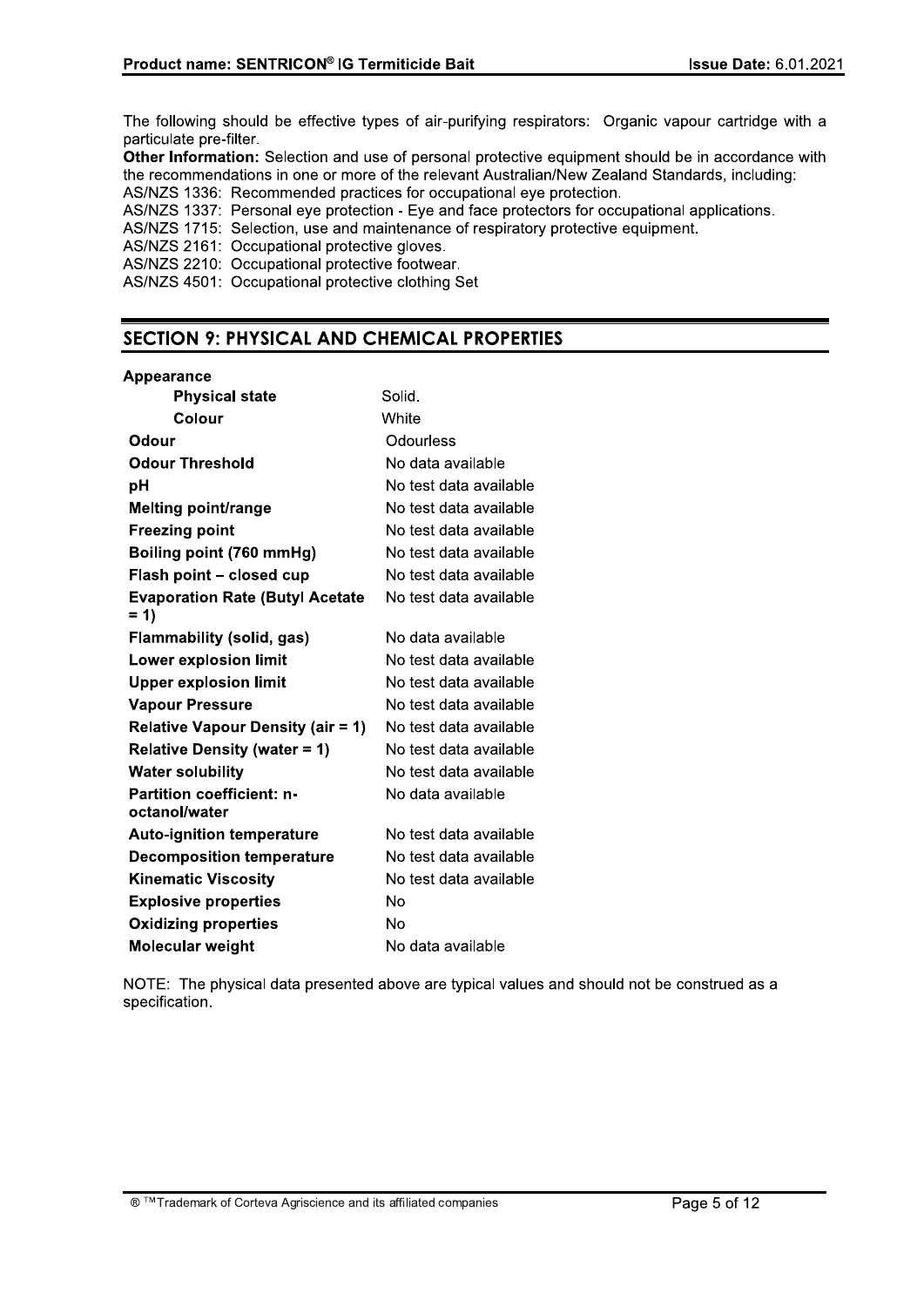The following should be effective types of air-purifying respirators: Organic vapour cartridge with a particulate pre-filter.

**Other Information:** Selection and use of personal protective equipment should be in accordance with the recommendations in one or more of the relevant Australian/New Zealand Standards, including:

AS/NZS 1336: Recommended practices for occupational eye protection.
AS/NZS 1337: Personal eye protection - Eye and face protectors for occupational applications.
AS/NZS 1715: Selection, use and maintenance of respiratory protective equipment.
AS/NZS 2161: Occupational protective gloves.
AS/NZS 2210: Occupational protective footwear.
AS/NZS 4501: Occupational protective clothing Set

## SECTION 9: PHYSICAL AND CHEMICAL PROPERTIES

| Property | Value |
|---|---|
| **Appearance** | |
| **Physical state** | Solid. |
| **Colour** | White |
| **Odour** | Odourless |
| **Odour Threshold** | No data available |
| **pH** | No test data available |
| **Melting point/range** | No test data available |
| **Freezing point** | No test data available |
| **Boiling point (760 mmHg)** | No test data available |
| **Flash point – closed cup** | No test data available |
| **Evaporation Rate (Butyl Acetate = 1)** | No test data available |
| **Flammability (solid, gas)** | No data available |
| **Lower explosion limit** | No test data available |
| **Upper explosion limit** | No test data available |
| **Vapour Pressure** | No test data available |
| **Relative Vapour Density (air = 1)** | No test data available |
| **Relative Density (water = 1)** | No test data available |
| **Water solubility** | No test data available |
| **Partition coefficient: n-octanol/water** | No data available |
| **Auto-ignition temperature** | No test data available |
| **Decomposition temperature** | No test data available |
| **Kinematic Viscosity** | No test data available |
| **Explosive properties** | No |
| **Oxidizing properties** | No |
| **Molecular weight** | No data available |

NOTE: The physical data presented above are typical values and should not be construed as a specification.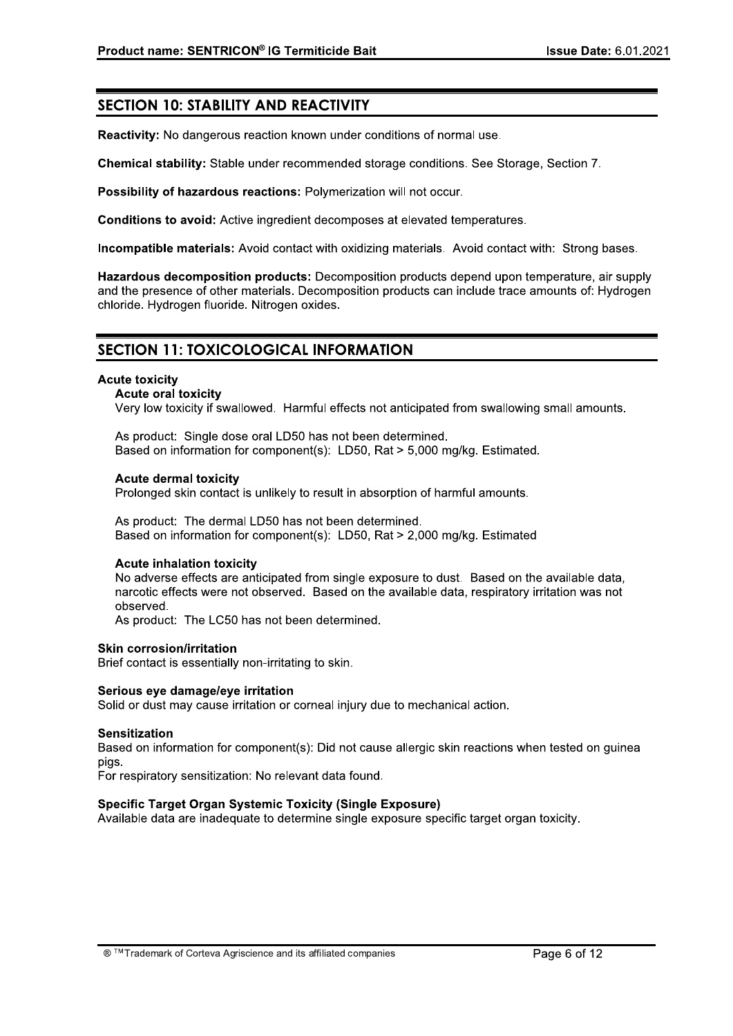## SECTION 10: STABILITY AND REACTIVITY

**Reactivity:** No dangerous reaction known under conditions of normal use.

**Chemical stability:** Stable under recommended storage conditions. See Storage, Section 7.

**Possibility of hazardous reactions:** Polymerization will not occur.

**Conditions to avoid:** Active ingredient decomposes at elevated temperatures.

**Incompatible materials:** Avoid contact with oxidizing materials. Avoid contact with: Strong bases.

**Hazardous decomposition products:** Decomposition products depend upon temperature, air supply and the presence of other materials. Decomposition products can include trace amounts of: Hydrogen chloride. Hydrogen fluoride. Nitrogen oxides.

## SECTION 11: TOXICOLOGICAL INFORMATION

### Acute toxicity

**Acute oral toxicity**

Very low toxicity if swallowed. Harmful effects not anticipated from swallowing small amounts.

As product: Single dose oral LD50 has not been determined.
Based on information for component(s): LD50, Rat > 5,000 mg/kg. Estimated.

**Acute dermal toxicity**

Prolonged skin contact is unlikely to result in absorption of harmful amounts.

As product: The dermal LD50 has not been determined.
Based on information for component(s): LD50, Rat > 2,000 mg/kg. Estimated

**Acute inhalation toxicity**

No adverse effects are anticipated from single exposure to dust. Based on the available data, narcotic effects were not observed. Based on the available data, respiratory irritation was not observed.
As product: The LC50 has not been determined.

### Skin corrosion/irritation

Brief contact is essentially non-irritating to skin.

### Serious eye damage/eye irritation

Solid or dust may cause irritation or corneal injury due to mechanical action.

### Sensitization

Based on information for component(s): Did not cause allergic skin reactions when tested on guinea pigs.
For respiratory sensitization: No relevant data found.

### Specific Target Organ Systemic Toxicity (Single Exposure)

Available data are inadequate to determine single exposure specific target organ toxicity.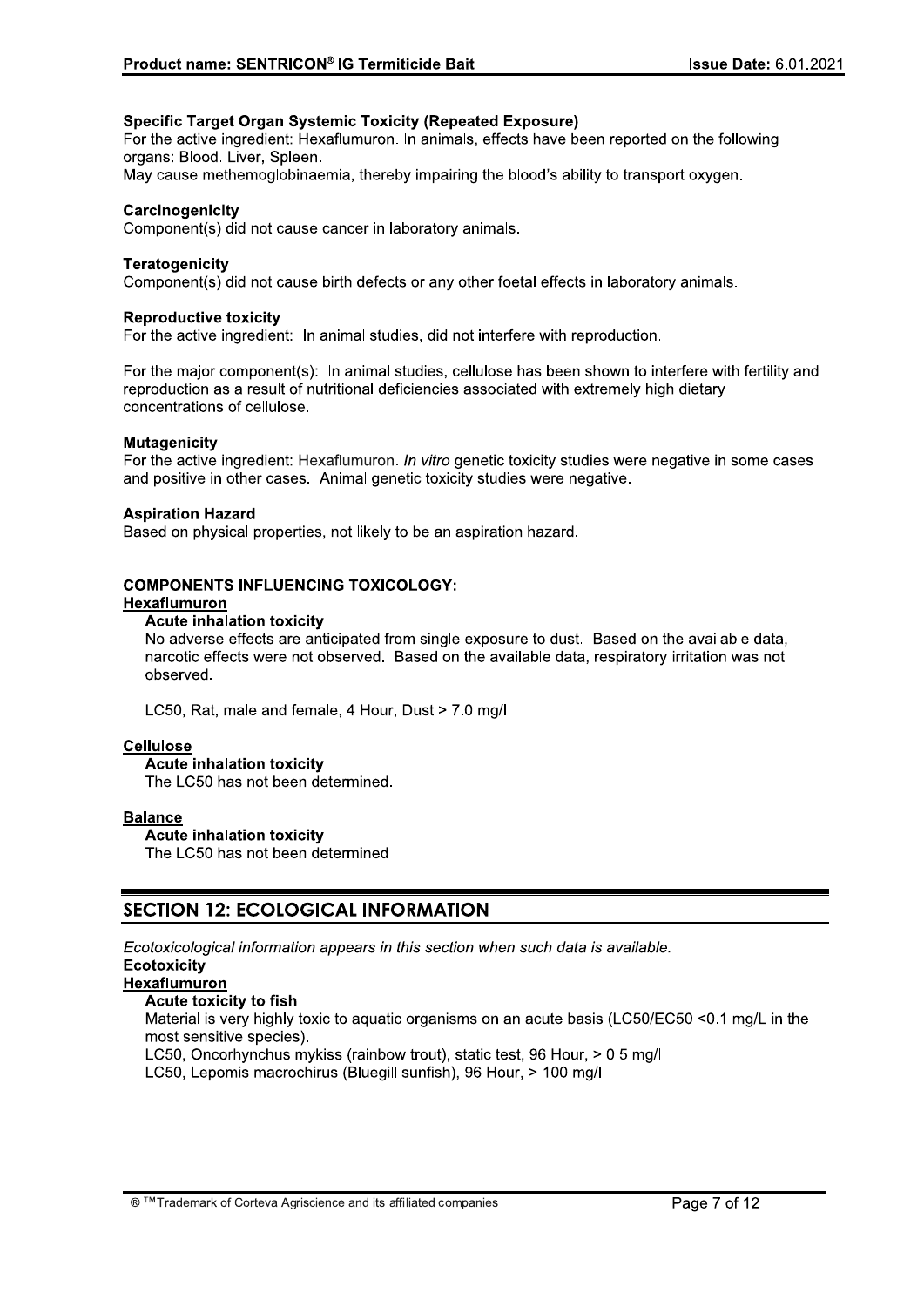**Specific Target Organ Systemic Toxicity (Repeated Exposure)**
For the active ingredient: Hexaflumuron. In animals, effects have been reported on the following organs: Blood. Liver, Spleen.
May cause methemoglobinaemia, thereby impairing the blood's ability to transport oxygen.

**Carcinogenicity**
Component(s) did not cause cancer in laboratory animals.

**Teratogenicity**
Component(s) did not cause birth defects or any other foetal effects in laboratory animals.

**Reproductive toxicity**
For the active ingredient: In animal studies, did not interfere with reproduction.

For the major component(s): In animal studies, cellulose has been shown to interfere with fertility and reproduction as a result of nutritional deficiencies associated with extremely high dietary concentrations of cellulose.

**Mutagenicity**
For the active ingredient: Hexaflumuron. *In vitro* genetic toxicity studies were negative in some cases and positive in other cases. Animal genetic toxicity studies were negative.

**Aspiration Hazard**
Based on physical properties, not likely to be an aspiration hazard.

**COMPONENTS INFLUENCING TOXICOLOGY:**

**Hexaflumuron**

**Acute inhalation toxicity**
No adverse effects are anticipated from single exposure to dust. Based on the available data, narcotic effects were not observed. Based on the available data, respiratory irritation was not observed.

LC50, Rat, male and female, 4 Hour, Dust > 7.0 mg/l

**Cellulose**

**Acute inhalation toxicity**
The LC50 has not been determined.

**Balance**

**Acute inhalation toxicity**
The LC50 has not been determined

## SECTION 12: ECOLOGICAL INFORMATION

*Ecotoxicological information appears in this section when such data is available.*

**Ecotoxicity**

**Hexaflumuron**

**Acute toxicity to fish**
Material is very highly toxic to aquatic organisms on an acute basis (LC50/EC50 <0.1 mg/L in the most sensitive species).
LC50, Oncorhynchus mykiss (rainbow trout), static test, 96 Hour, > 0.5 mg/l
LC50, Lepomis macrochirus (Bluegill sunfish), 96 Hour, > 100 mg/l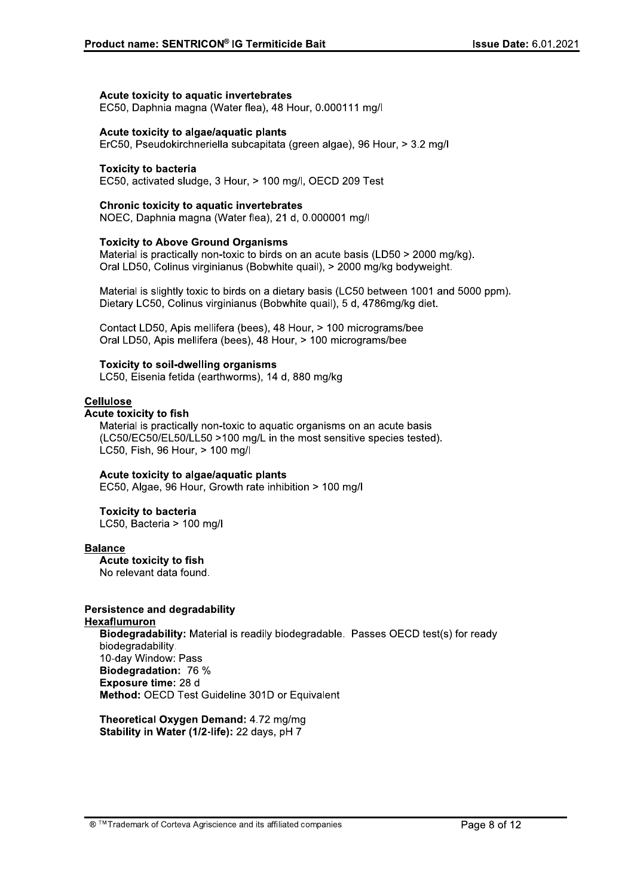**Acute toxicity to aquatic invertebrates**
EC50, Daphnia magna (Water flea), 48 Hour, 0.000111 mg/l

**Acute toxicity to algae/aquatic plants**
ErC50, Pseudokirchneriella subcapitata (green algae), 96 Hour, > 3.2 mg/l

**Toxicity to bacteria**
EC50, activated sludge, 3 Hour, > 100 mg/l, OECD 209 Test

**Chronic toxicity to aquatic invertebrates**
NOEC, Daphnia magna (Water flea), 21 d, 0.000001 mg/l

**Toxicity to Above Ground Organisms**
Material is practically non-toxic to birds on an acute basis (LD50 > 2000 mg/kg).
Oral LD50, Colinus virginianus (Bobwhite quail), > 2000 mg/kg bodyweight.

Material is slightly toxic to birds on a dietary basis (LC50 between 1001 and 5000 ppm).
Dietary LC50, Colinus virginianus (Bobwhite quail), 5 d, 4786mg/kg diet.

Contact LD50, Apis mellifera (bees), 48 Hour, > 100 micrograms/bee
Oral LD50, Apis mellifera (bees), 48 Hour, > 100 micrograms/bee

**Toxicity to soil-dwelling organisms**
LC50, Eisenia fetida (earthworms), 14 d, 880 mg/kg

**<u>Cellulose</u>**

**Acute toxicity to fish**
Material is practically non-toxic to aquatic organisms on an acute basis (LC50/EC50/EL50/LL50 >100 mg/L in the most sensitive species tested).
LC50, Fish, 96 Hour, > 100 mg/l

**Acute toxicity to algae/aquatic plants**
EC50, Algae, 96 Hour, Growth rate inhibition > 100 mg/l

**Toxicity to bacteria**
LC50, Bacteria > 100 mg/l

**<u>Balance</u>**

**Acute toxicity to fish**
No relevant data found.

**Persistence and degradability**

**<u>Hexaflumuron</u>**

**Biodegradability:** Material is readily biodegradable. Passes OECD test(s) for ready biodegradability.
10-day Window: Pass
**Biodegradation:** 76 %
**Exposure time:** 28 d
**Method:** OECD Test Guideline 301D or Equivalent

**Theoretical Oxygen Demand:** 4.72 mg/mg
**Stability in Water (1/2-life):** 22 days, pH 7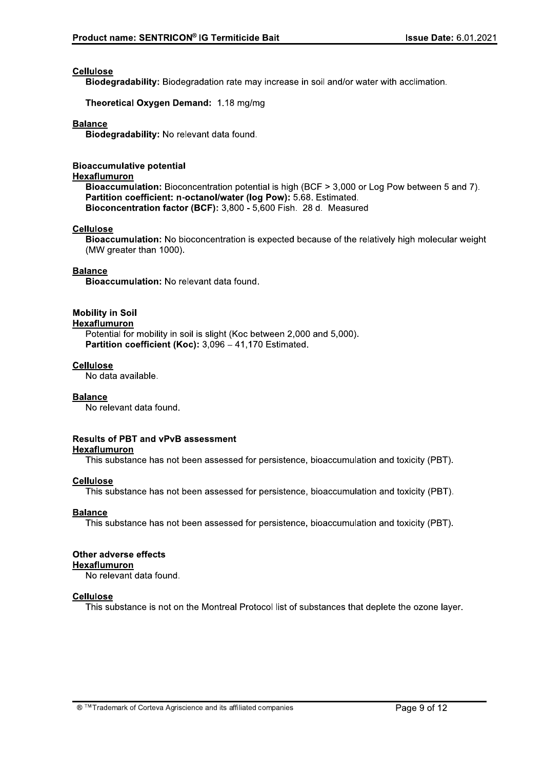**Cellulose**

**Biodegradability:** Biodegradation rate may increase in soil and/or water with acclimation.

**Theoretical Oxygen Demand:** 1.18 mg/mg

**Balance**

**Biodegradability:** No relevant data found.

### Bioaccumulative potential

**Hexaflumuron**

**Bioaccumulation:** Bioconcentration potential is high (BCF > 3,000 or Log Pow between 5 and 7).
**Partition coefficient: n-octanol/water (log Pow):** 5.68. Estimated.
**Bioconcentration factor (BCF):** 3,800 - 5,600 Fish. 28 d. Measured

**Cellulose**

**Bioaccumulation:** No bioconcentration is expected because of the relatively high molecular weight (MW greater than 1000).

**Balance**

**Bioaccumulation:** No relevant data found.

### Mobility in Soil

**Hexaflumuron**

Potential for mobility in soil is slight (Koc between 2,000 and 5,000).
**Partition coefficient (Koc):** 3,096 – 41,170 Estimated.

**Cellulose**

No data available.

**Balance**

No relevant data found.

### Results of PBT and vPvB assessment

**Hexaflumuron**

This substance has not been assessed for persistence, bioaccumulation and toxicity (PBT).

**Cellulose**

This substance has not been assessed for persistence, bioaccumulation and toxicity (PBT).

**Balance**

This substance has not been assessed for persistence, bioaccumulation and toxicity (PBT).

### Other adverse effects

**Hexaflumuron**

No relevant data found.

**Cellulose**

This substance is not on the Montreal Protocol list of substances that deplete the ozone layer.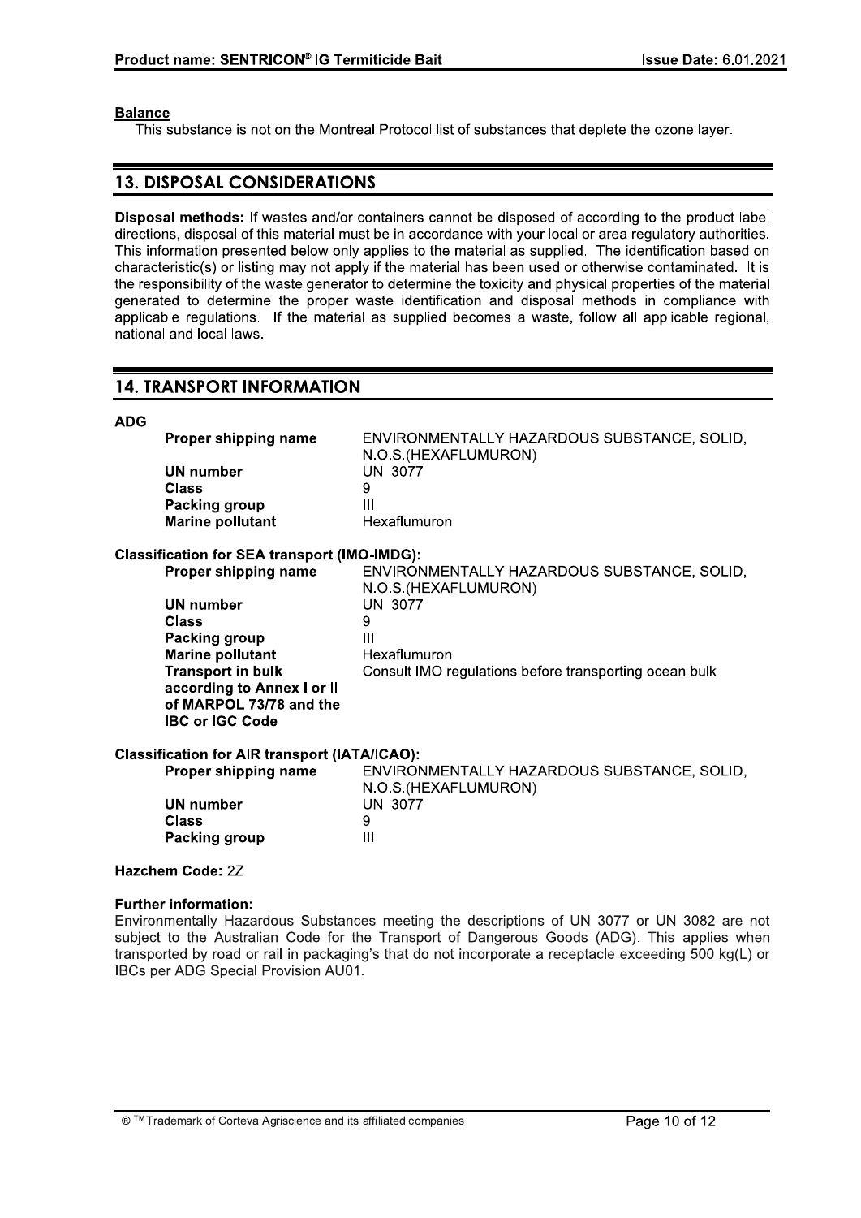**Balance**

This substance is not on the Montreal Protocol list of substances that deplete the ozone layer.

## 13. DISPOSAL CONSIDERATIONS

**Disposal methods:** If wastes and/or containers cannot be disposed of according to the product label directions, disposal of this material must be in accordance with your local or area regulatory authorities. This information presented below only applies to the material as supplied. The identification based on characteristic(s) or listing may not apply if the material has been used or otherwise contaminated. It is the responsibility of the waste generator to determine the toxicity and physical properties of the material generated to determine the proper waste identification and disposal methods in compliance with applicable regulations. If the material as supplied becomes a waste, follow all applicable regional, national and local laws.

## 14. TRANSPORT INFORMATION

**ADG**

| | |
|---|---|
| **Proper shipping name** | ENVIRONMENTALLY HAZARDOUS SUBSTANCE, SOLID, N.O.S.(HEXAFLUMURON) |
| **UN number** | UN 3077 |
| **Class** | 9 |
| **Packing group** | III |
| **Marine pollutant** | Hexaflumuron |

**Classification for SEA transport (IMO-IMDG):**

| | |
|---|---|
| **Proper shipping name** | ENVIRONMENTALLY HAZARDOUS SUBSTANCE, SOLID, N.O.S.(HEXAFLUMURON) |
| **UN number** | UN 3077 |
| **Class** | 9 |
| **Packing group** | III |
| **Marine pollutant** | Hexaflumuron |
| **Transport in bulk according to Annex I or II of MARPOL 73/78 and the IBC or IGC Code** | Consult IMO regulations before transporting ocean bulk |

**Classification for AIR transport (IATA/ICAO):**

| | |
|---|---|
| **Proper shipping name** | ENVIRONMENTALLY HAZARDOUS SUBSTANCE, SOLID, N.O.S.(HEXAFLUMURON) |
| **UN number** | UN 3077 |
| **Class** | 9 |
| **Packing group** | III |

**Hazchem Code:** 2Z

**Further information:**

Environmentally Hazardous Substances meeting the descriptions of UN 3077 or UN 3082 are not subject to the Australian Code for the Transport of Dangerous Goods (ADG). This applies when transported by road or rail in packaging's that do not incorporate a receptacle exceeding 500 kg(L) or IBCs per ADG Special Provision AU01.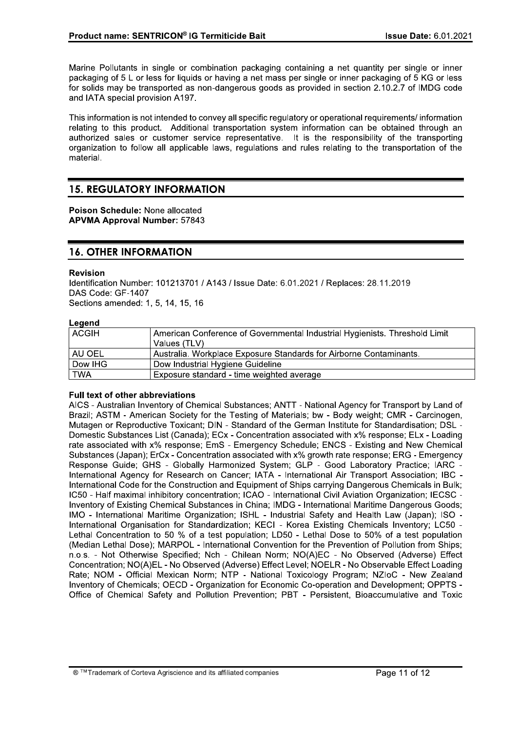Marine Pollutants in single or combination packaging containing a net quantity per single or inner packaging of 5 L or less for liquids or having a net mass per single or inner packaging of 5 KG or less for solids may be transported as non-dangerous goods as provided in section 2.10.2.7 of IMDG code and IATA special provision A197.

This information is not intended to convey all specific regulatory or operational requirements/ information relating to this product. Additional transportation system information can be obtained through an authorized sales or customer service representative. It is the responsibility of the transporting organization to follow all applicable laws, regulations and rules relating to the transportation of the material.

## 15. REGULATORY INFORMATION

**Poison Schedule:** None allocated
**APVMA Approval Number:** 57843

## 16. OTHER INFORMATION

**Revision**

Identification Number: 101213701 / A143 / Issue Date: 6.01.2021 / Replaces: 28.11.2019
DAS Code: GF-1407
Sections amended: 1, 5, 14, 15, 16

**Legend**

| | |
|---|---|
| ACGIH | American Conference of Governmental Industrial Hygienists. Threshold Limit Values (TLV) |
| AU OEL | Australia. Workplace Exposure Standards for Airborne Contaminants. |
| Dow IHG | Dow Industrial Hygiene Guideline |
| TWA | Exposure standard - time weighted average |

**Full text of other abbreviations**

AICS - Australian Inventory of Chemical Substances; ANTT - National Agency for Transport by Land of Brazil; ASTM - American Society for the Testing of Materials; bw - Body weight; CMR - Carcinogen, Mutagen or Reproductive Toxicant; DIN - Standard of the German Institute for Standardisation; DSL - Domestic Substances List (Canada); ECx - Concentration associated with x% response; ELx - Loading rate associated with x% response; EmS - Emergency Schedule; ENCS - Existing and New Chemical Substances (Japan); ErCx - Concentration associated with x% growth rate response; ERG - Emergency Response Guide; GHS - Globally Harmonized System; GLP - Good Laboratory Practice; IARC - International Agency for Research on Cancer; IATA - International Air Transport Association; IBC - International Code for the Construction and Equipment of Ships carrying Dangerous Chemicals in Bulk; IC50 - Half maximal inhibitory concentration; ICAO - International Civil Aviation Organization; IECSC - Inventory of Existing Chemical Substances in China; IMDG - International Maritime Dangerous Goods; IMO - International Maritime Organization; ISHL - Industrial Safety and Health Law (Japan); ISO - International Organisation for Standardization; KECI - Korea Existing Chemicals Inventory; LC50 - Lethal Concentration to 50 % of a test population; LD50 - Lethal Dose to 50% of a test population (Median Lethal Dose); MARPOL - International Convention for the Prevention of Pollution from Ships; n.o.s. - Not Otherwise Specified; Nch - Chilean Norm; NO(A)EC - No Observed (Adverse) Effect Concentration; NO(A)EL - No Observed (Adverse) Effect Level; NOELR - No Observable Effect Loading Rate; NOM - Official Mexican Norm; NTP - National Toxicology Program; NZIoC - New Zealand Inventory of Chemicals; OECD - Organization for Economic Co-operation and Development; OPPTS - Office of Chemical Safety and Pollution Prevention; PBT - Persistent, Bioaccumulative and Toxic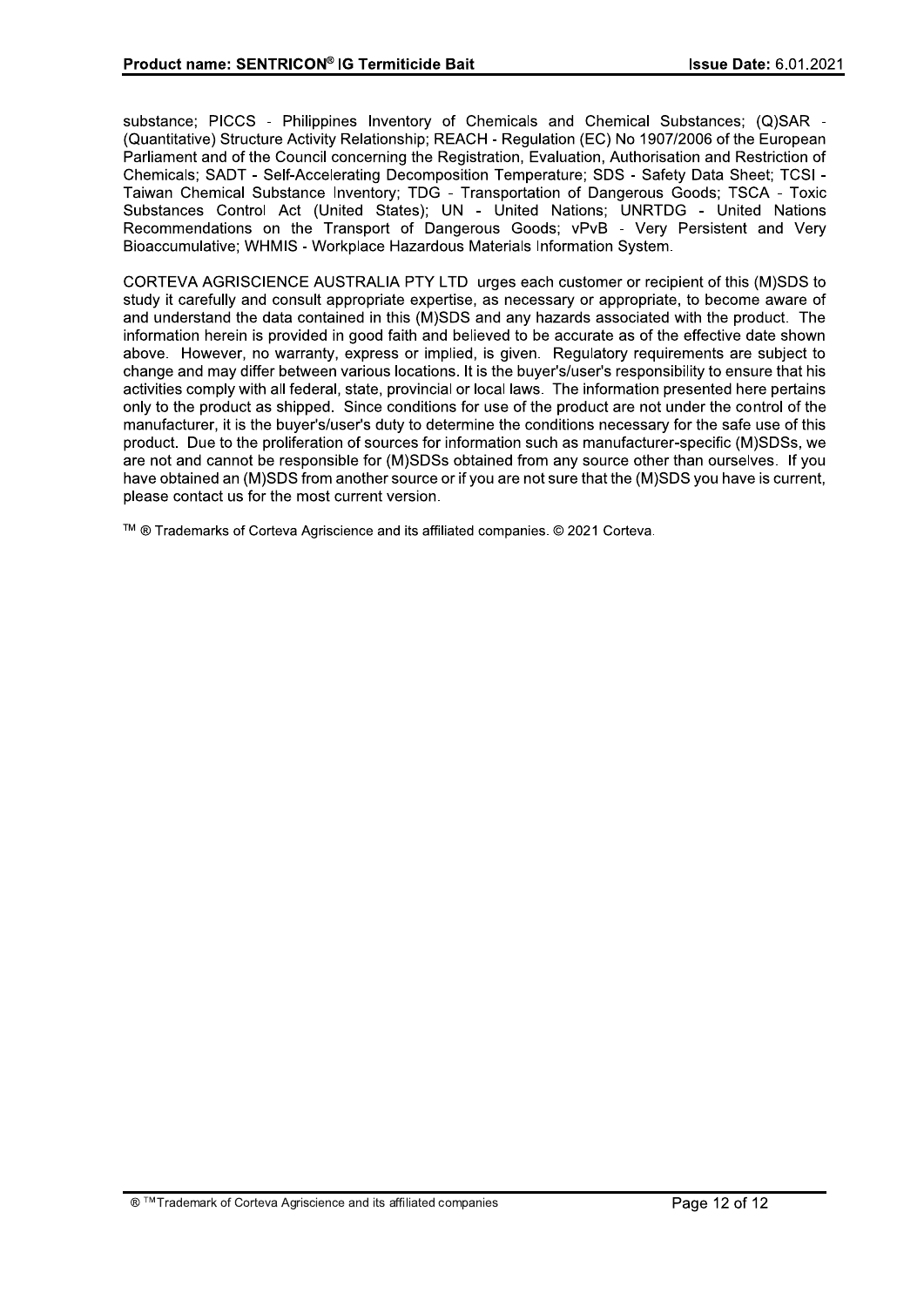substance; PICCS - Philippines Inventory of Chemicals and Chemical Substances; (Q)SAR - (Quantitative) Structure Activity Relationship; REACH - Regulation (EC) No 1907/2006 of the European Parliament and of the Council concerning the Registration, Evaluation, Authorisation and Restriction of Chemicals; SADT - Self-Accelerating Decomposition Temperature; SDS - Safety Data Sheet; TCSI - Taiwan Chemical Substance Inventory; TDG - Transportation of Dangerous Goods; TSCA - Toxic Substances Control Act (United States); UN - United Nations; UNRTDG - United Nations Recommendations on the Transport of Dangerous Goods; vPvB - Very Persistent and Very Bioaccumulative; WHMIS - Workplace Hazardous Materials Information System.

CORTEVA AGRISCIENCE AUSTRALIA PTY LTD urges each customer or recipient of this (M)SDS to study it carefully and consult appropriate expertise, as necessary or appropriate, to become aware of and understand the data contained in this (M)SDS and any hazards associated with the product. The information herein is provided in good faith and believed to be accurate as of the effective date shown above. However, no warranty, express or implied, is given. Regulatory requirements are subject to change and may differ between various locations. It is the buyer's/user's responsibility to ensure that his activities comply with all federal, state, provincial or local laws. The information presented here pertains only to the product as shipped. Since conditions for use of the product are not under the control of the manufacturer, it is the buyer's/user's duty to determine the conditions necessary for the safe use of this product. Due to the proliferation of sources for information such as manufacturer-specific (M)SDSs, we are not and cannot be responsible for (M)SDSs obtained from any source other than ourselves. If you have obtained an (M)SDS from another source or if you are not sure that the (M)SDS you have is current, please contact us for the most current version.

™ ® Trademarks of Corteva Agriscience and its affiliated companies. © 2021 Corteva.